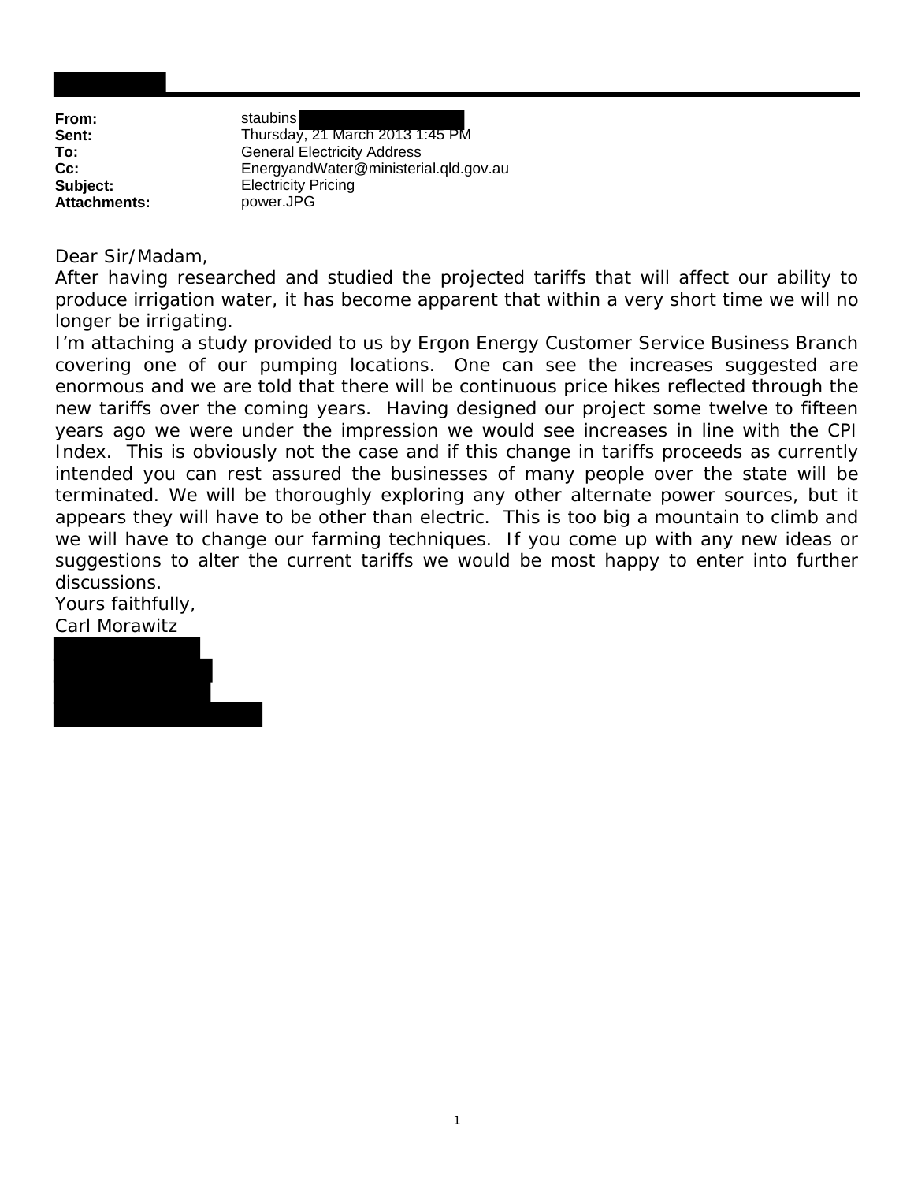| | |
|---|---|
| **From:** | staubins |
| **Sent:** | Thursday, 21 March 2013 1:45 PM |
| **To:** | General Electricity Address |
| **Cc:** | EnergyandWater@ministerial.qld.gov.au |
| **Subject:** | Electricity Pricing |
| **Attachments:** | power.JPG |

Dear Sir/Madam,

After having researched and studied the projected tariffs that will affect our ability to produce irrigation water, it has become apparent that within a very short time we will no longer be irrigating.

I'm attaching a study provided to us by Ergon Energy Customer Service Business Branch covering one of our pumping locations. One can see the increases suggested are enormous and we are told that there will be continuous price hikes reflected through the new tariffs over the coming years. Having designed our project some twelve to fifteen years ago we were under the impression we would see increases in line with the CPI Index. This is obviously not the case and if this change in tariffs proceeds as currently intended you can rest assured the businesses of many people over the state will be terminated. We will be thoroughly exploring any other alternate power sources, but it appears they will have to be other than electric. This is too big a mountain to climb and we will have to change our farming techniques. If you come up with any new ideas or suggestions to alter the current tariffs we would be most happy to enter into further discussions.

Yours faithfully,

Carl Morawitz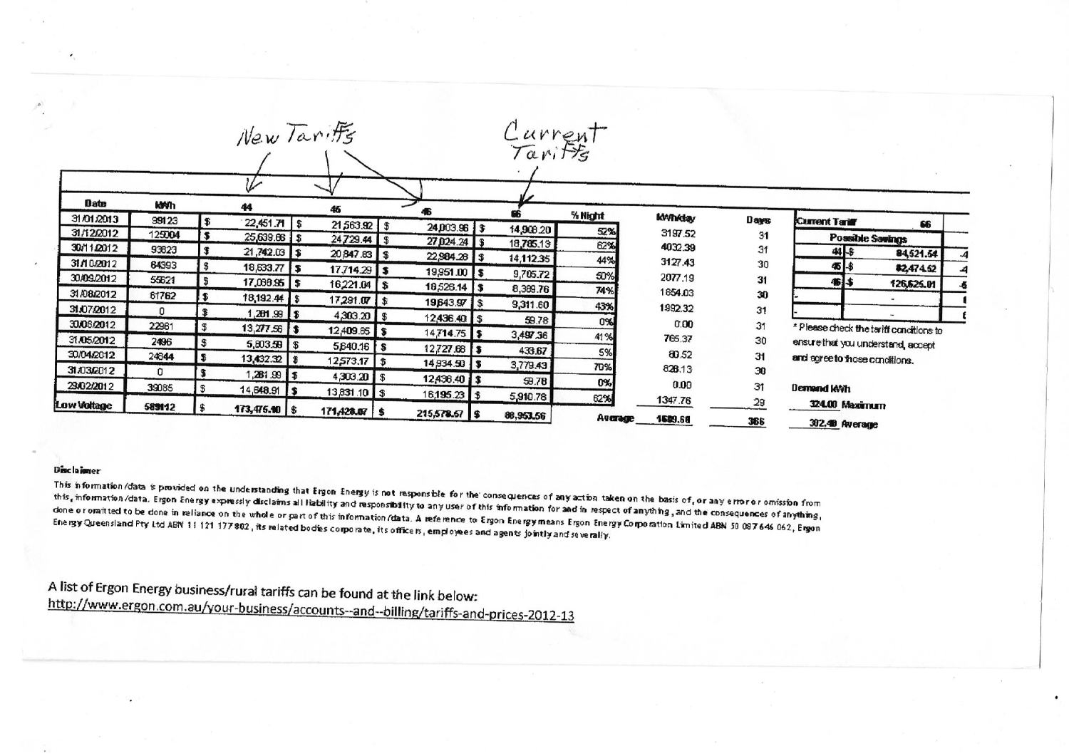New Tariffs

Current Tariffs

| Date | kWh | 44 | 45 | 46 | 66 | % Night | kWh/day | Days |
|---|---|---|---|---|---|---|---|---|
| 31/01/2013 | 99123 | $ 22,451.71 | $ 21,563.92 | $ 24,003.96 | $ 14,908.20 | 52% | 3197.52 | 31 |
| 31/12/2012 | 125004 | $ 25,639.66 | $ 24,729.44 | $ 27,024.24 | $ 18,785.13 | 62% | 4032.39 | 31 |
| 30/11/2012 | 93823 | $ 21,742.03 | $ 20,847.83 | $ 22,984.28 | $ 14,112.35 | 44% | 3127.43 | 30 |
| 31/10/2012 | 64393 | $ 18,633.77 | $ 17,714.29 | $ 19,951.00 | $ 9,705.72 | 50% | 2077.19 | 31 |
| 30/09/2012 | 55621 | $ 17,088.95 | $ 16,221.04 | $ 18,526.14 | $ 8,389.76 | 74% | 1854.03 | 30 |
| 31/08/2012 | 61762 | $ 18,192.44 | $ 17,291.07 | $ 19,643.97 | $ 9,311.60 | 43% | 1992.32 | 31 |
| 31/07/2012 | 0 | $ 1,281.99 | $ 4,303.20 | $ 12,436.40 | $ 59.78 | 0% | 0.00 | 31 |
| 30/06/2012 | 22961 | $ 13,277.56 | $ 12,409.65 | $ 14,714.75 | $ 3,497.36 | 41% | 765.37 | 30 |
| 31/05/2012 | 2496 | $ 5,803.59 | $ 5,840.16 | $ 12,727.68 | $ 433.67 | 5% | 80.52 | 31 |
| 30/04/2012 | 24844 | $ 13,432.32 | $ 12,573.17 | $ 14,934.93 | $ 3,779.43 | 70% | 828.13 | 30 |
| 31/03/2012 | 0 | $ 1,281.99 | $ 4,303.20 | $ 12,436.40 | $ 59.78 | 0% | 0.00 | 31 |
| 29/02/2012 | 39085 | $ 14,648.91 | $ 13,831.10 | $ 16,195.23 | $ 5,910.78 | 62% | 1347.76 | 29 |
| Low Voltage | 589112 | $ 173,475.10 | $ 171,428.07 | $ 215,578.57 | $ 88,953.56 | Average | 1609.60 | 366 |

| Current Tariff | 66 |
|---|---|
| Possible Savings | |
| 44 | -$ 84,521.54 |
| 45 | -$ 82,474.52 |
| 46 | -$ 126,625.01 |
| - | - |
| - | - |

* Please check the tariff conditions to ensure that you understand, accept and agree to those conditions.

**Demand kWh**

324.00 Maximum

302.48 Average

**Disclaimer**

This information/data is provided on the understanding that Ergon Energy is not responsible for the consequences of any action taken on the basis of, or any error or omission from this, information/data. Ergon Energy expressly disclaims all liability and responsibility to any user of this information for and in respect of anything, and the consequences of anything, done or omitted to be done in reliance on the whole or part of this information/data. A reference to Ergon Energy means Ergon Energy Corporation Limited ABN 50 087 646 062, Ergon Energy Queensland Pty Ltd ABN 11 121 177 802, its related bodies corporate, its officers, employees and agents jointly and severally.

A list of Ergon Energy business/rural tariffs can be found at the link below:
http://www.ergon.com.au/your-business/accounts--and--billing/tariffs-and-prices-2012-13